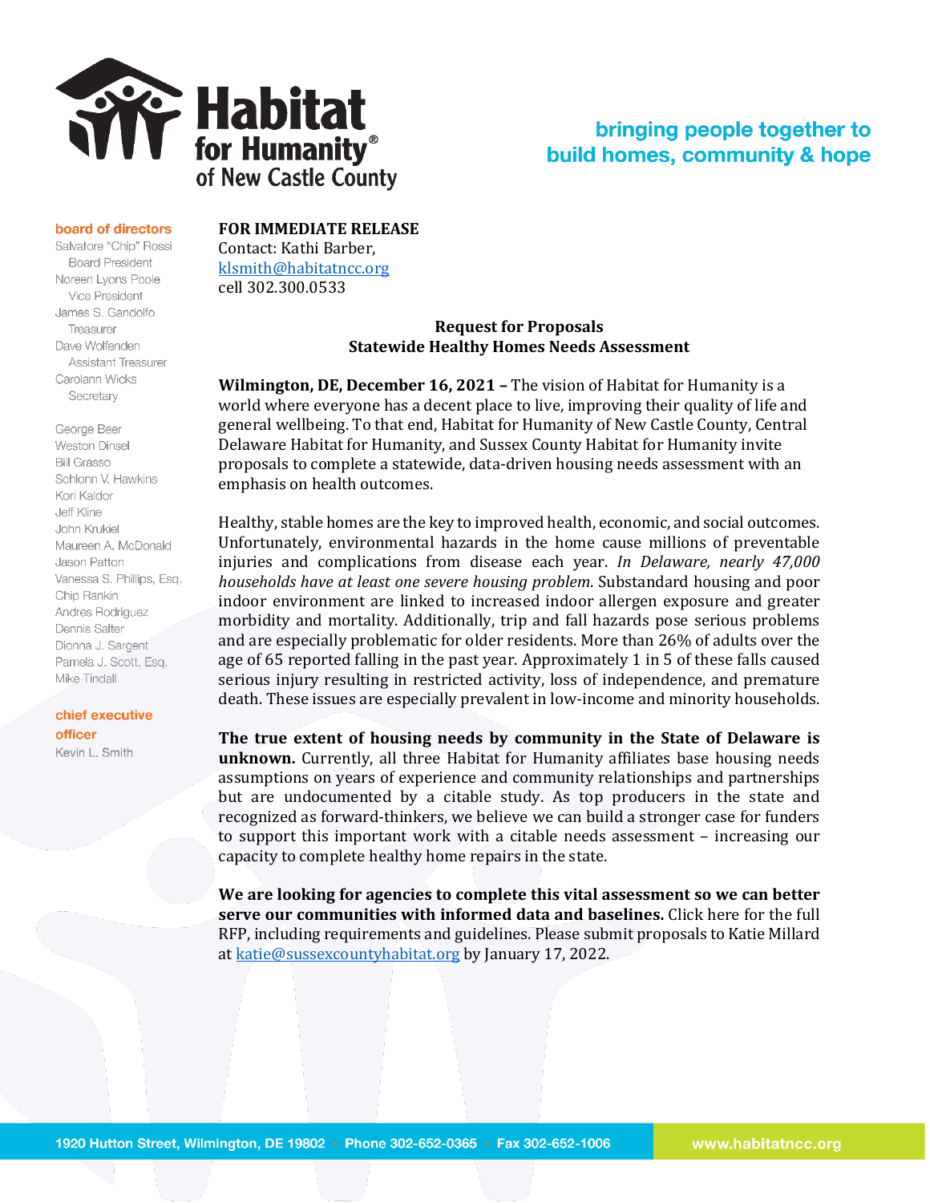# Habitat for Humanity® of New Castle County

**bringing people together to build homes, community & hope**

**board of directors**

Salvatore "Chip" Rossi
Board President
Noreen Lyons Poole
Vice President
James S. Gandolfo
Treasurer
Dave Wolfenden
Assistant Treasurer
Carolann Wicks
Secretary

George Beer
Weston Dinsel
Bill Grasso
Schlonn V. Hawkins
Kori Kaldor
Jeff Kline
John Krukiel
Maureen A. McDonald
Jason Patton
Vanessa S. Phillips, Esq.
Chip Rankin
Andres Rodriguez
Dennis Salter
Dionna J. Sargent
Pamela J. Scott, Esq.
Mike Tindall

**chief executive officer**

Kevin L. Smith

**FOR IMMEDIATE RELEASE**
Contact: Kathi Barber,
klsmith@habitatncc.org
cell 302.300.0533

## Request for Proposals
## Statewide Healthy Homes Needs Assessment

**Wilmington, DE, December 16, 2021 –** The vision of Habitat for Humanity is a world where everyone has a decent place to live, improving their quality of life and general wellbeing. To that end, Habitat for Humanity of New Castle County, Central Delaware Habitat for Humanity, and Sussex County Habitat for Humanity invite proposals to complete a statewide, data-driven housing needs assessment with an emphasis on health outcomes.

Healthy, stable homes are the key to improved health, economic, and social outcomes. Unfortunately, environmental hazards in the home cause millions of preventable injuries and complications from disease each year. *In Delaware, nearly 47,000 households have at least one severe housing problem*. Substandard housing and poor indoor environment are linked to increased indoor allergen exposure and greater morbidity and mortality. Additionally, trip and fall hazards pose serious problems and are especially problematic for older residents. More than 26% of adults over the age of 65 reported falling in the past year. Approximately 1 in 5 of these falls caused serious injury resulting in restricted activity, loss of independence, and premature death. These issues are especially prevalent in low-income and minority households.

**The true extent of housing needs by community in the State of Delaware is unknown.** Currently, all three Habitat for Humanity affiliates base housing needs assumptions on years of experience and community relationships and partnerships but are undocumented by a citable study. As top producers in the state and recognized as forward-thinkers, we believe we can build a stronger case for funders to support this important work with a citable needs assessment – increasing our capacity to complete healthy home repairs in the state.

**We are looking for agencies to complete this vital assessment so we can better serve our communities with informed data and baselines.** Click here for the full RFP, including requirements and guidelines. Please submit proposals to Katie Millard at katie@sussexcountyhabitat.org by January 17, 2022.

1920 Hutton Street, Wilmington, DE 19802 · Phone 302-652-0365 · Fax 302-652-1006 www.habitatncc.org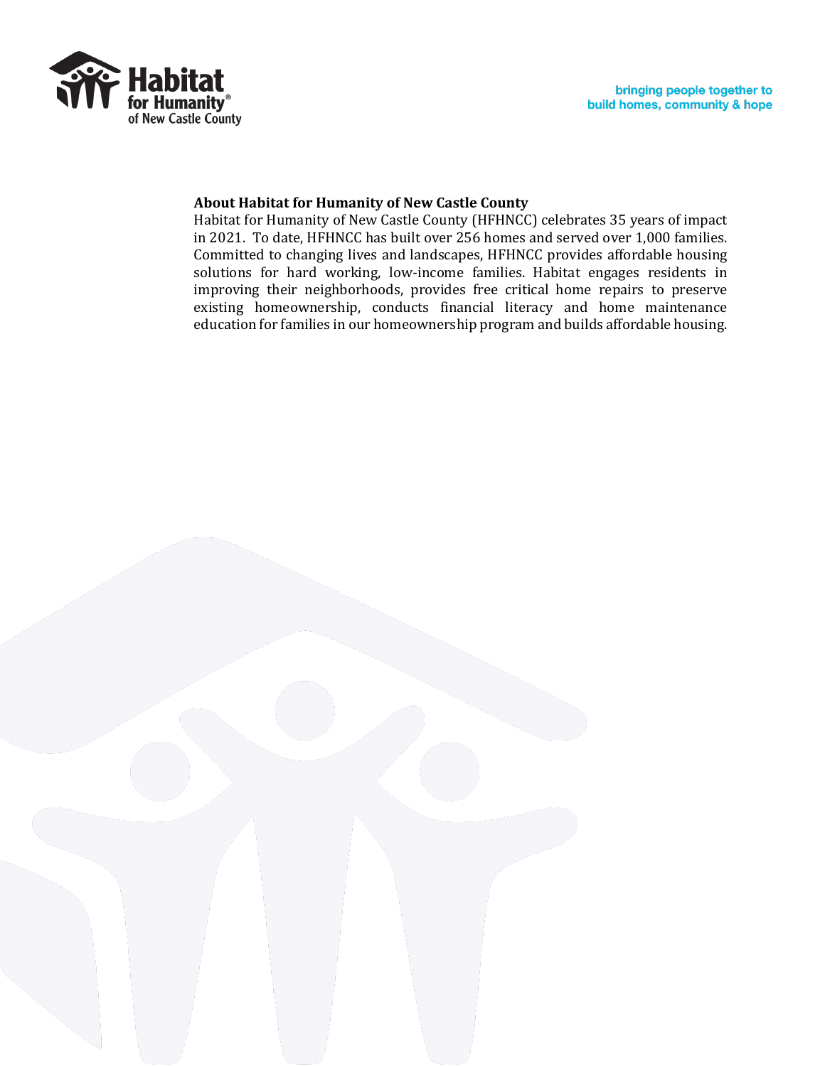Habitat for Humanity of New Castle County

bringing people together to build homes, community & hope

**About Habitat for Humanity of New Castle County**

Habitat for Humanity of New Castle County (HFHNCC) celebrates 35 years of impact in 2021. To date, HFHNCC has built over 256 homes and served over 1,000 families. Committed to changing lives and landscapes, HFHNCC provides affordable housing solutions for hard working, low-income families. Habitat engages residents in improving their neighborhoods, provides free critical home repairs to preserve existing homeownership, conducts financial literacy and home maintenance education for families in our homeownership program and builds affordable housing.